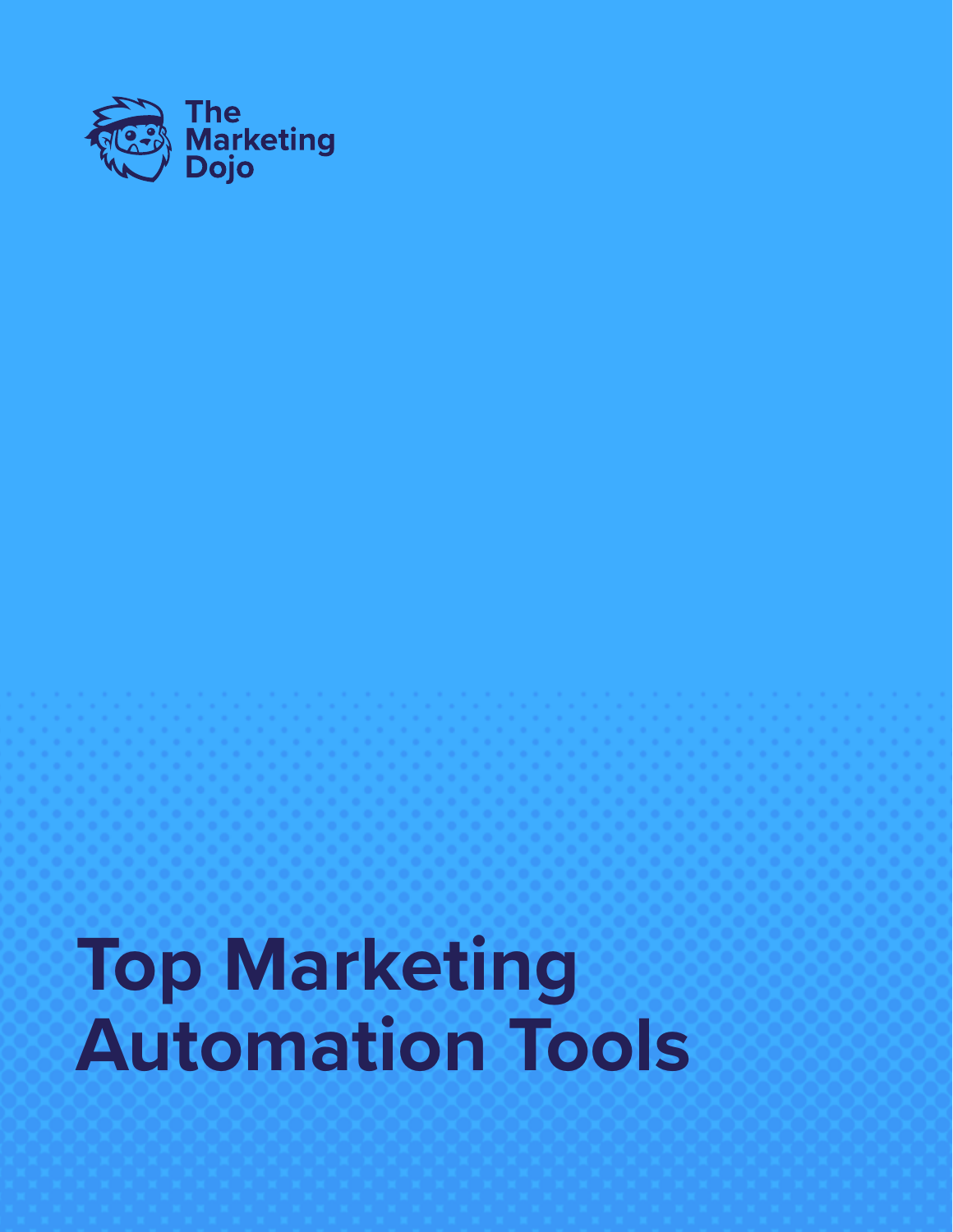The Marketing Dojo

# Top Marketing Automation Tools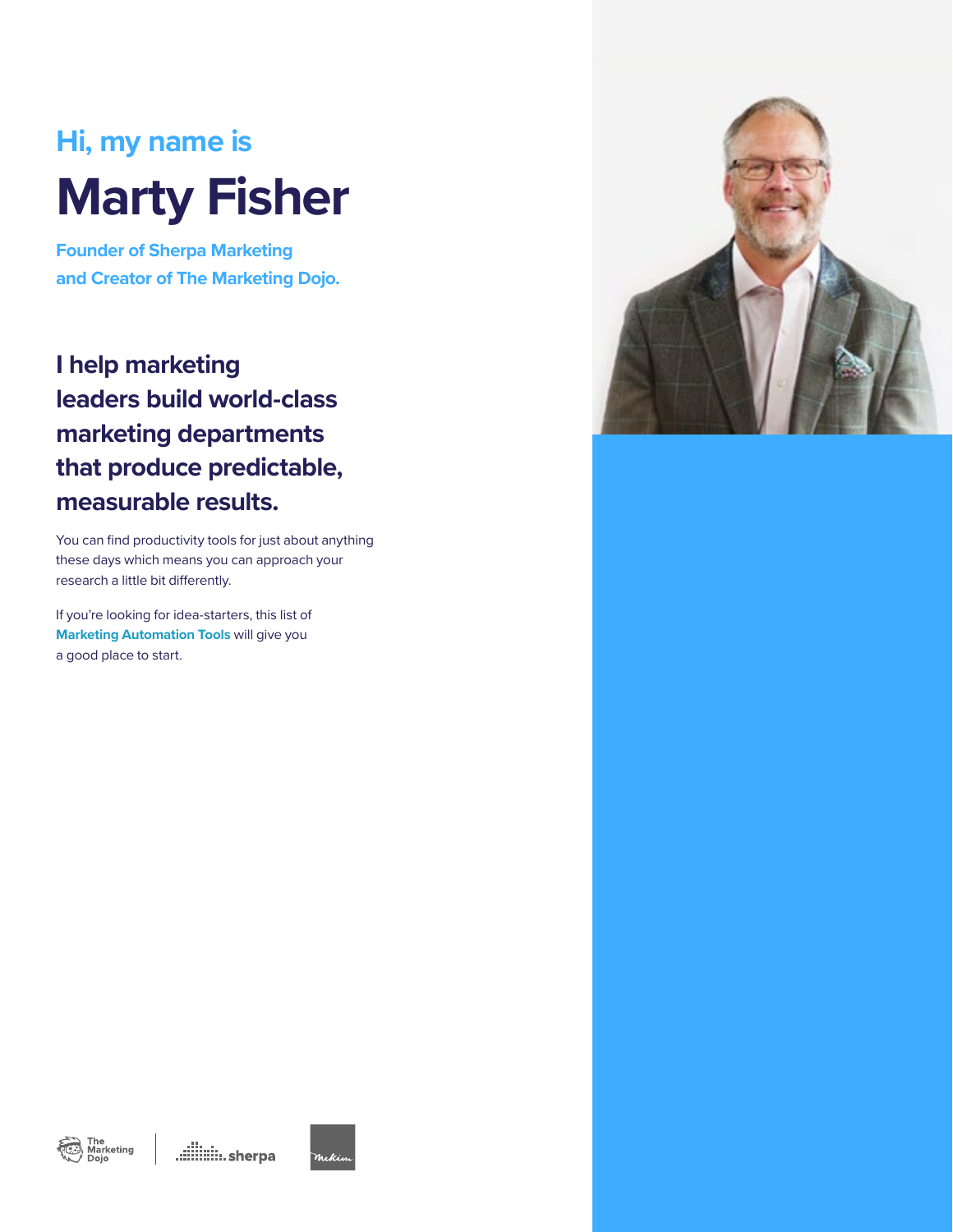Hi, my name is

# Marty Fisher

**Founder of Sherpa Marketing and Creator of The Marketing Dojo.**

## I help marketing leaders build world-class marketing departments that produce predictable, measurable results.

You can find productivity tools for just about anything these days which means you can approach your research a little bit differently.

If you're looking for idea-starters, this list of **Marketing Automation Tools** will give you a good place to start.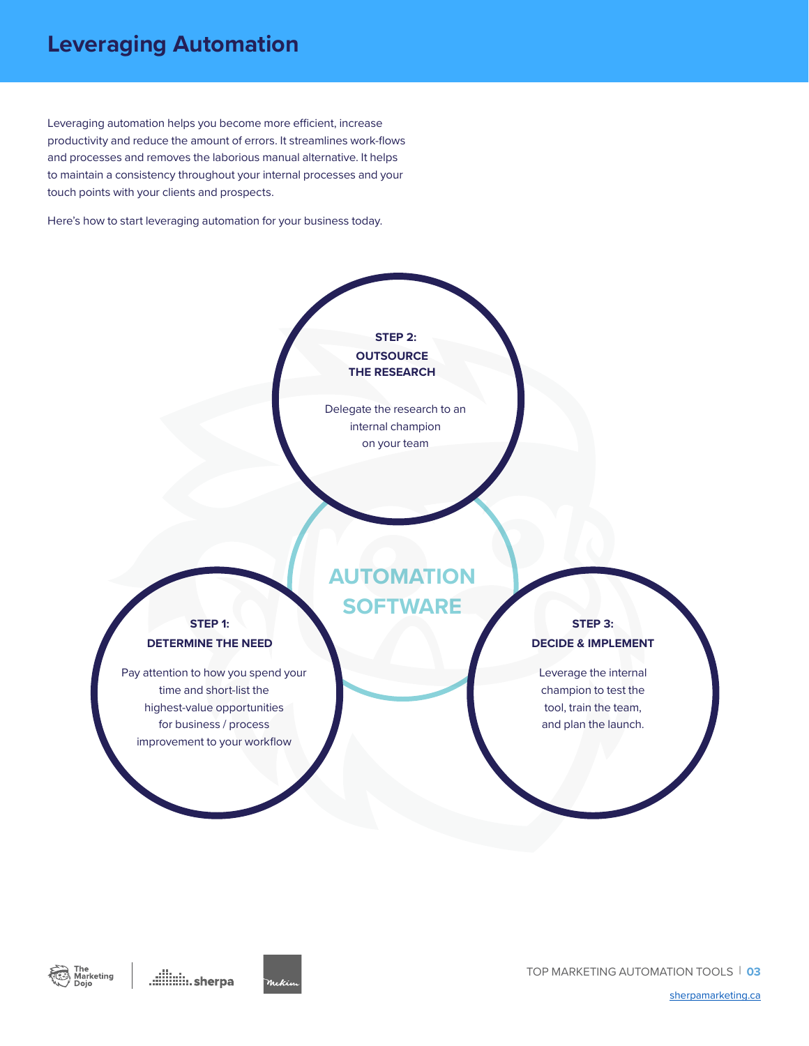# Leveraging Automation

Leveraging automation helps you become more efficient, increase productivity and reduce the amount of errors. It streamlines work-flows and processes and removes the laborious manual alternative. It helps to maintain a consistency throughout your internal processes and your touch points with your clients and prospects.

Here's how to start leveraging automation for your business today.

**AUTOMATION SOFTWARE**

**STEP 1:**
**DETERMINE THE NEED**

Pay attention to how you spend your time and short-list the highest-value opportunities for business / process improvement to your workflow

**STEP 2:**
**OUTSOURCE THE RESEARCH**

Delegate the research to an internal champion on your team

**STEP 3:**
**DECIDE & IMPLEMENT**

Leverage the internal champion to test the tool, train the team, and plan the launch.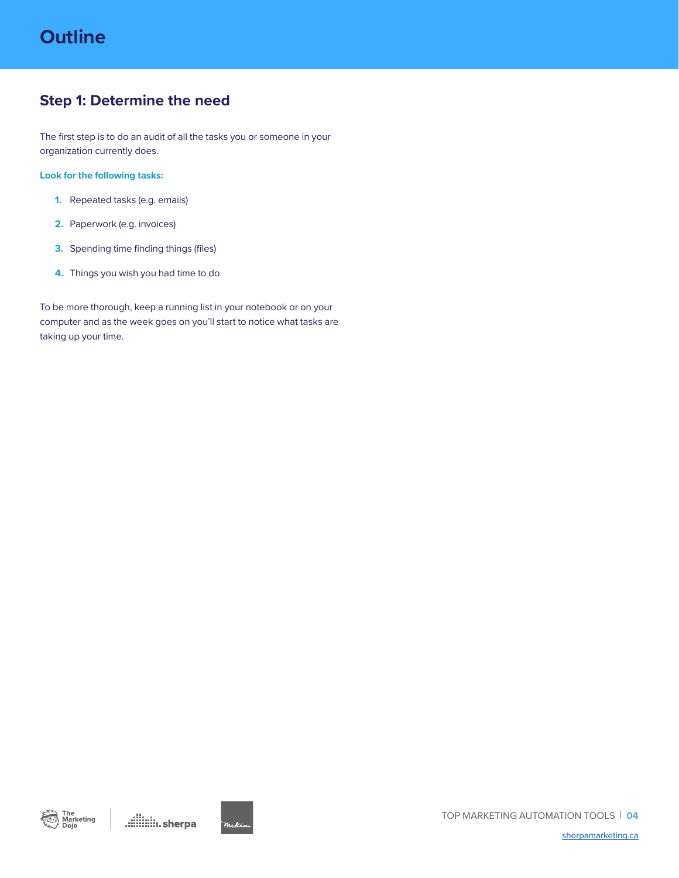# Outline

## Step 1: Determine the need

The first step is to do an audit of all the tasks you or someone in your organization currently does.

**Look for the following tasks:**

1. Repeated tasks (e.g. emails)
2. Paperwork (e.g. invoices)
3. Spending time finding things (files)
4. Things you wish you had time to do

To be more thorough, keep a running list in your notebook or on your computer and as the week goes on you'll start to notice what tasks are taking up your time.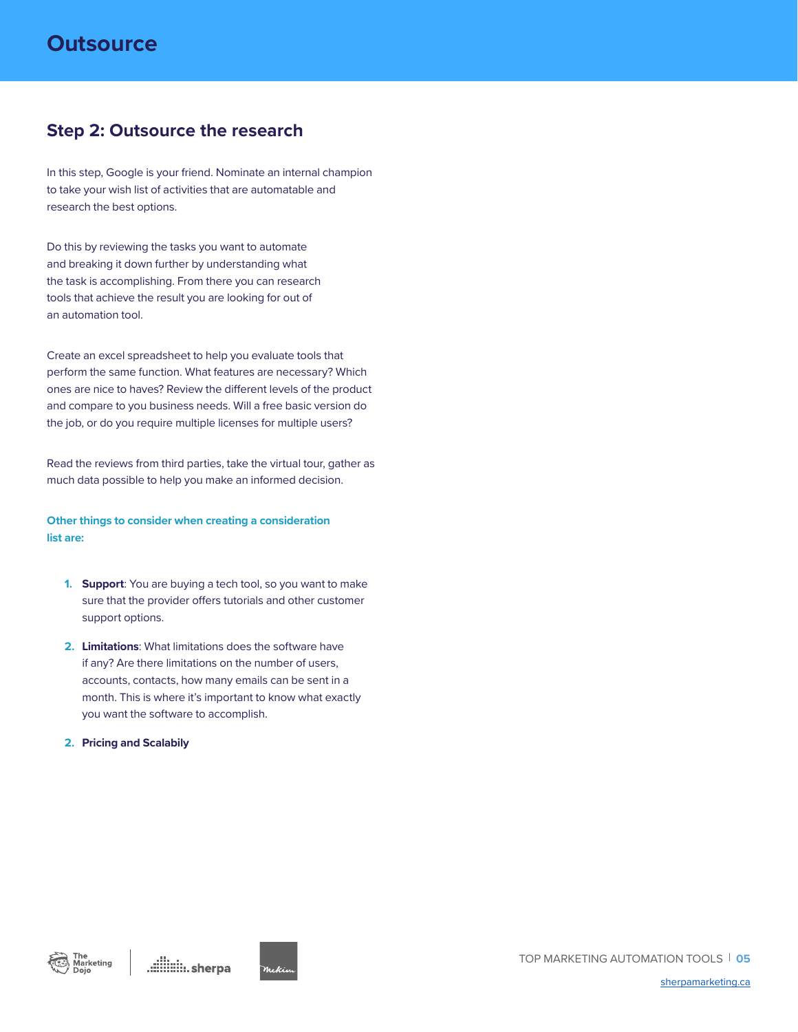# Outsource

## Step 2: Outsource the research

In this step, Google is your friend. Nominate an internal champion to take your wish list of activities that are automatable and research the best options.

Do this by reviewing the tasks you want to automate and breaking it down further by understanding what the task is accomplishing. From there you can research tools that achieve the result you are looking for out of an automation tool.

Create an excel spreadsheet to help you evaluate tools that perform the same function. What features are necessary? Which ones are nice to haves? Review the different levels of the product and compare to you business needs. Will a free basic version do the job, or do you require multiple licenses for multiple users?

Read the reviews from third parties, take the virtual tour, gather as much data possible to help you make an informed decision.

**Other things to consider when creating a consideration list are:**

1. **Support**: You are buying a tech tool, so you want to make sure that the provider offers tutorials and other customer support options.
2. **Limitations**: What limitations does the software have if any? Are there limitations on the number of users, accounts, contacts, how many emails can be sent in a month. This is where it's important to know what exactly you want the software to accomplish.
2. **Pricing and Scalabily**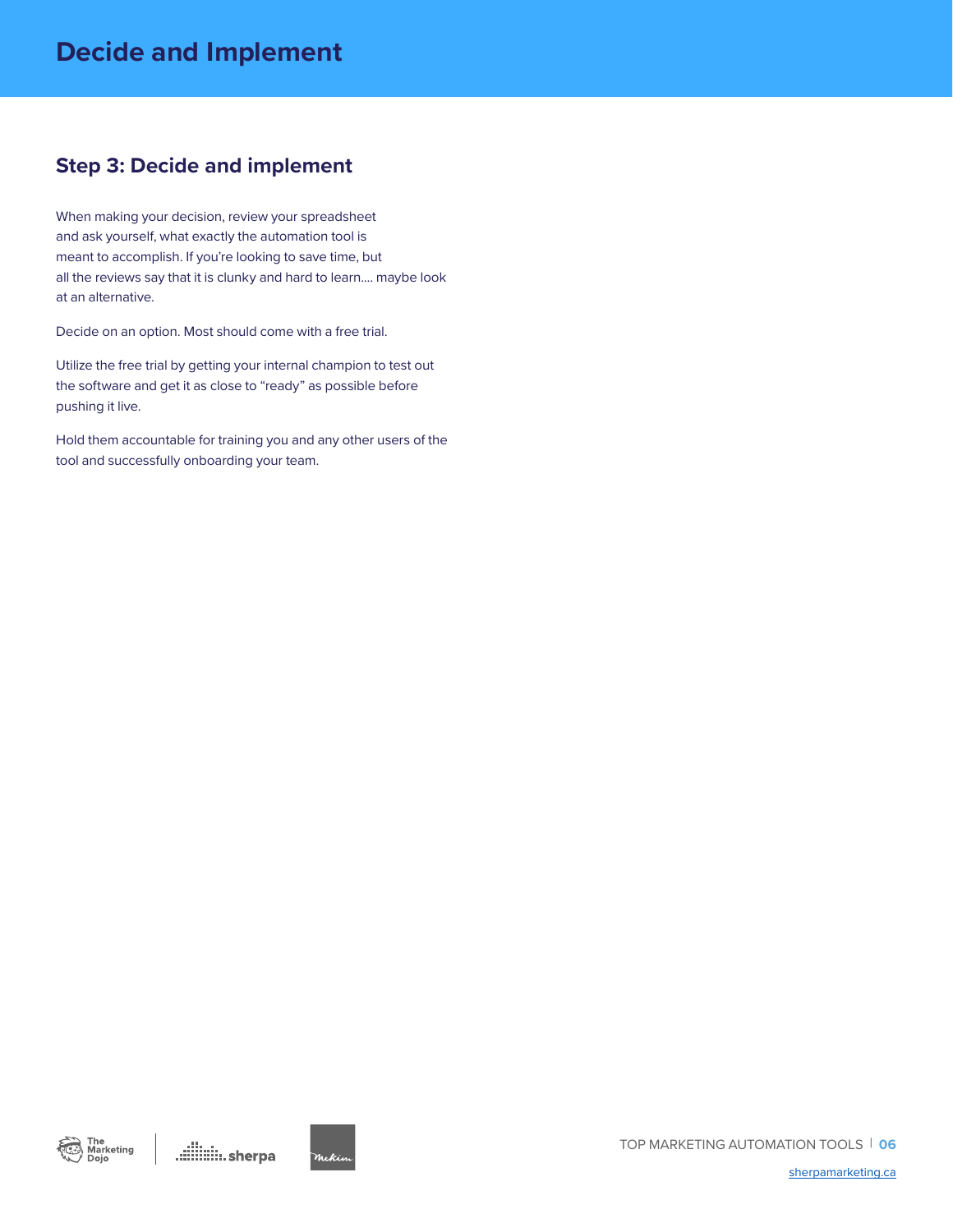# Decide and Implement

## Step 3: Decide and implement

When making your decision, review your spreadsheet and ask yourself, what exactly the automation tool is meant to accomplish. If you're looking to save time, but all the reviews say that it is clunky and hard to learn.... maybe look at an alternative.

Decide on an option. Most should come with a free trial.

Utilize the free trial by getting your internal champion to test out the software and get it as close to "ready" as possible before pushing it live.

Hold them accountable for training you and any other users of the tool and successfully onboarding your team.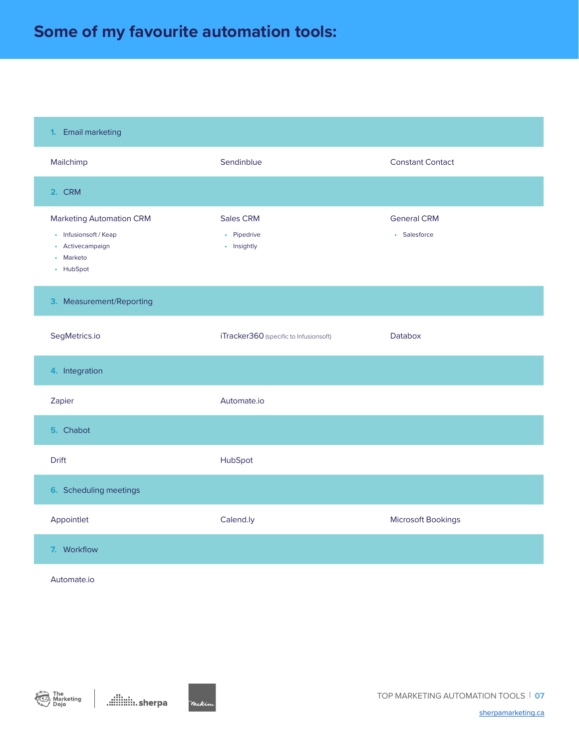# Some of my favourite automation tools:

## 1. Email marketing

Mailchimp

Sendinblue

Constant Contact

## 2. CRM

Marketing Automation CRM

- Infusionsoft / Keap
- Activecampaign
- Marketo
- HubSpot

Sales CRM

- Pipedrive
- Insightly

General CRM

- Salesforce

## 3. Measurement/Reporting

SegMetrics.io

iTracker360 (specific to Infusionsoft)

Databox

## 4. Integration

Zapier

Automate.io

## 5. Chabot

Drift

HubSpot

## 6. Scheduling meetings

Appointlet

Calend.ly

Microsoft Bookings

## 7. Workflow

Automate.io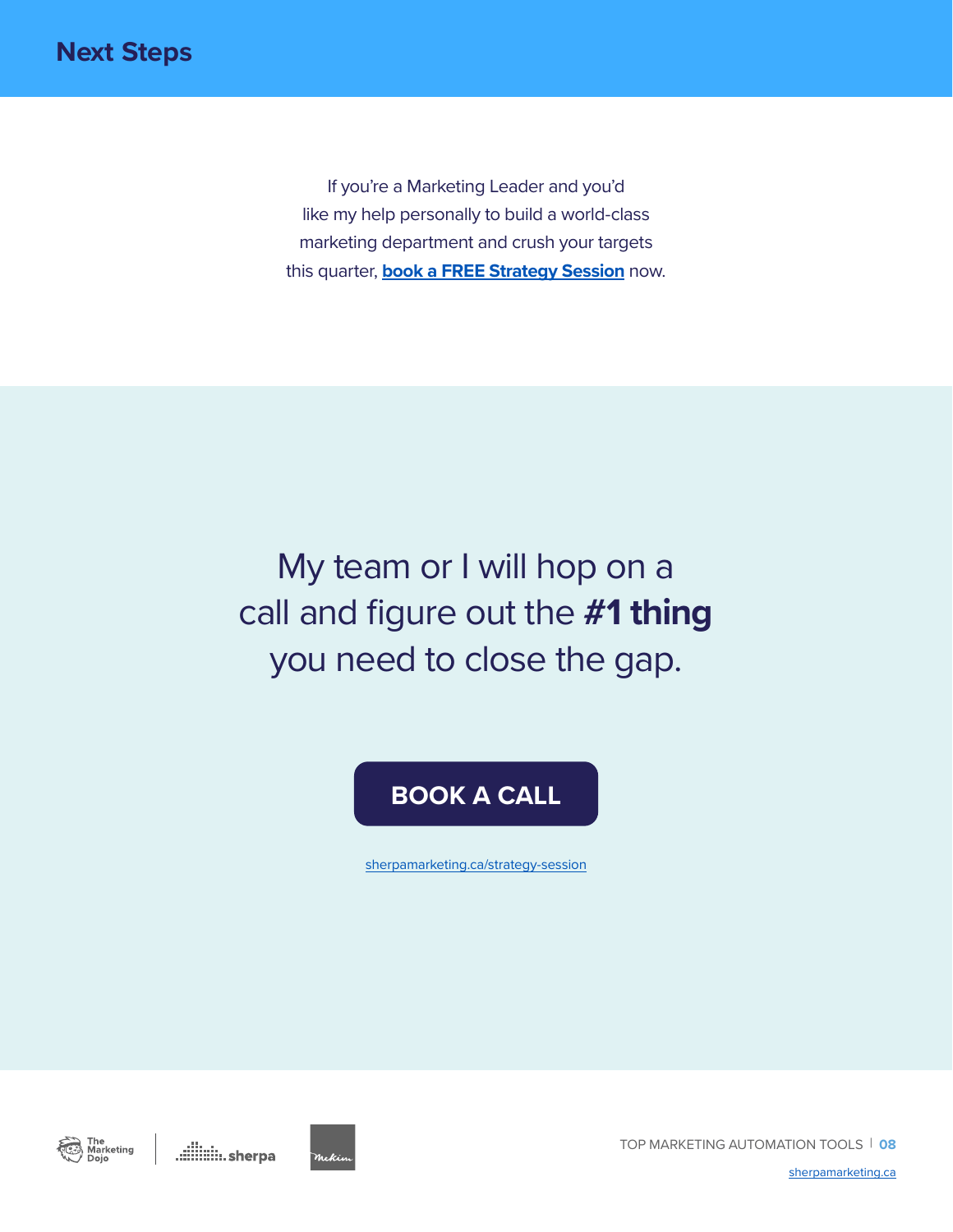# Next Steps

If you're a Marketing Leader and you'd like my help personally to build a world-class marketing department and crush your targets this quarter, **book a FREE Strategy Session** now.

My team or I will hop on a call and figure out the **#1 thing** you need to close the gap.

**BOOK A CALL**

sherpamarketing.ca/strategy-session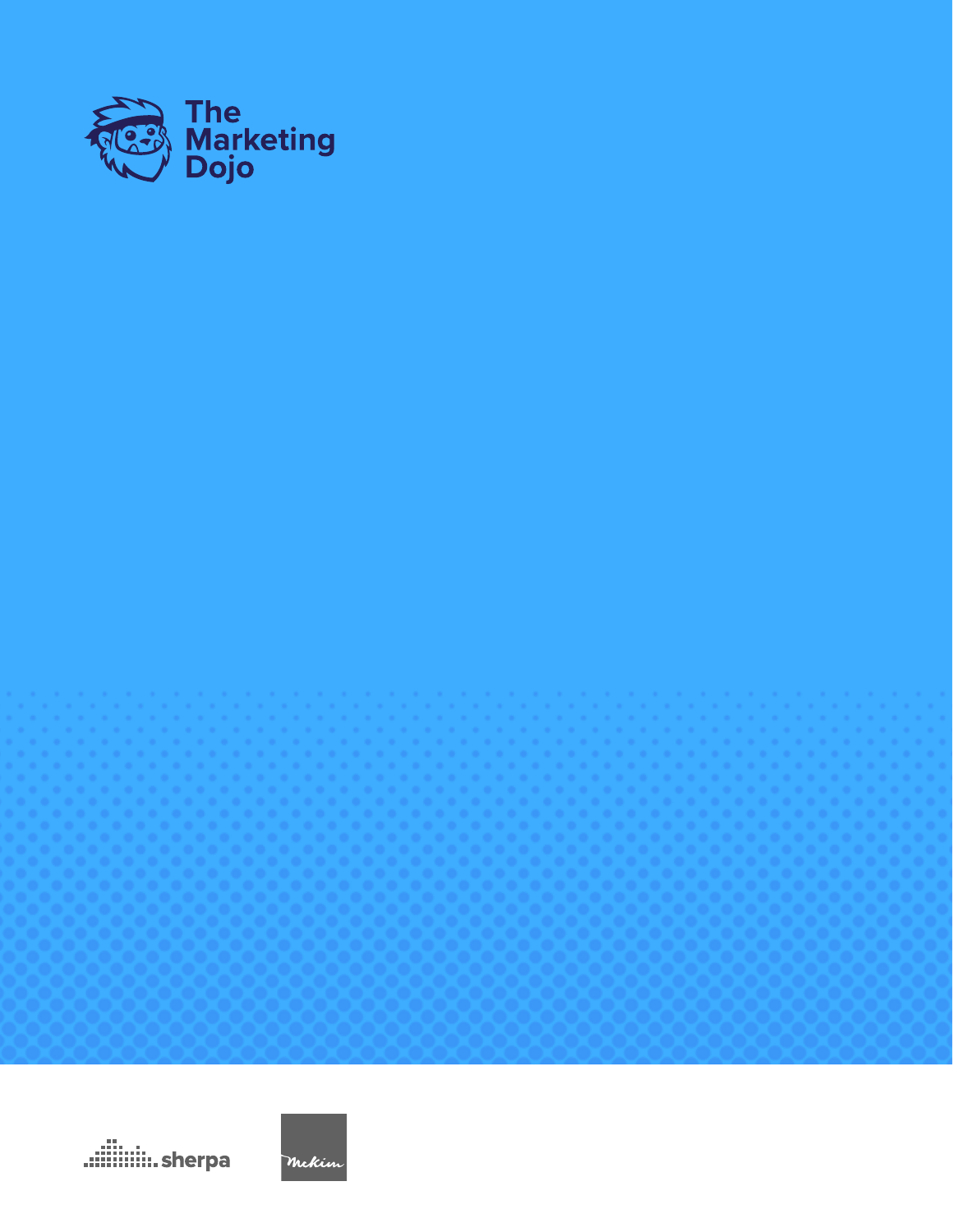The Marketing Dojo

sherpa

McKim